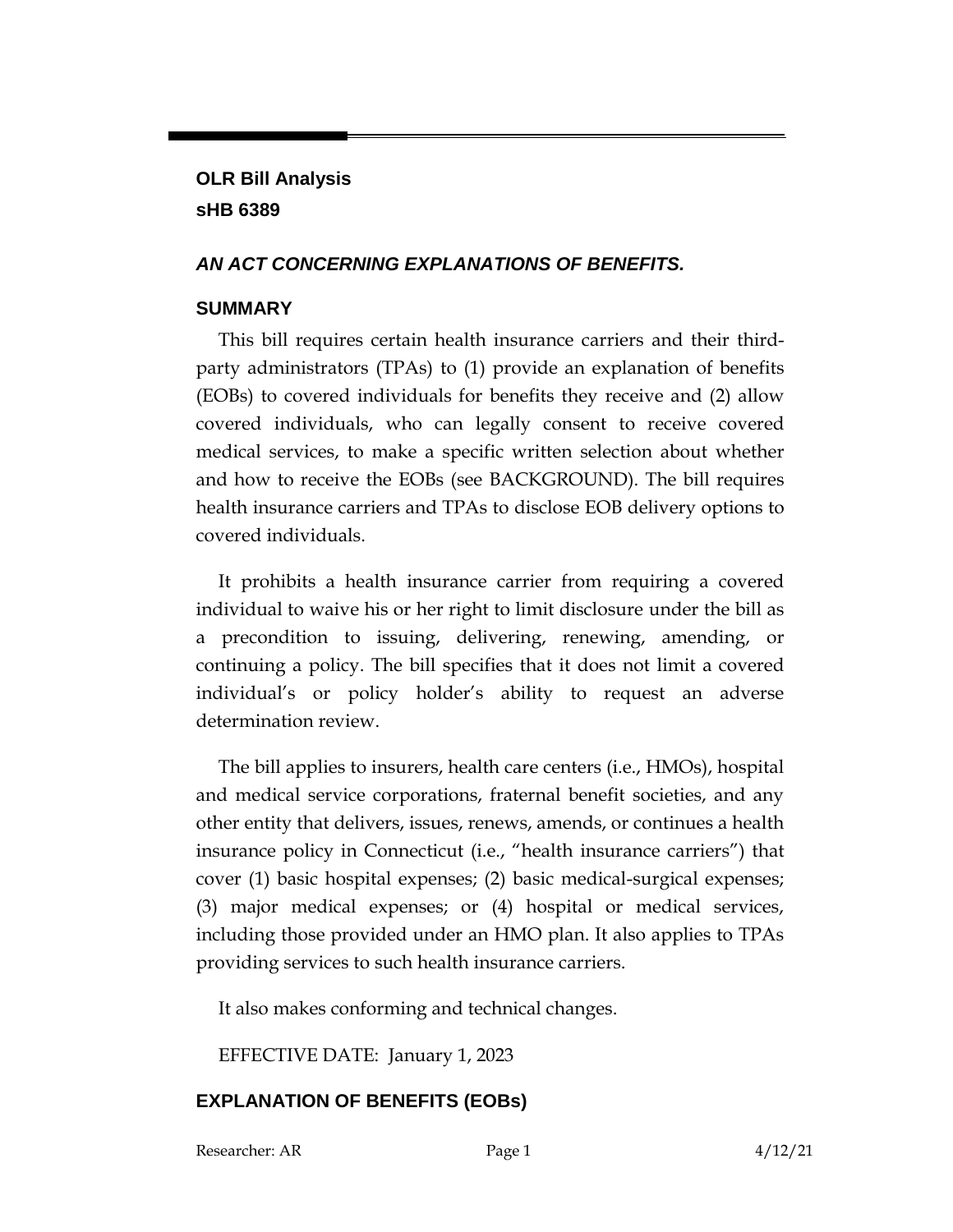**OLR Bill Analysis**
**sHB 6389**

## *AN ACT CONCERNING EXPLANATIONS OF BENEFITS.*

## SUMMARY

This bill requires certain health insurance carriers and their third-party administrators (TPAs) to (1) provide an explanation of benefits (EOBs) to covered individuals for benefits they receive and (2) allow covered individuals, who can legally consent to receive covered medical services, to make a specific written selection about whether and how to receive the EOBs (see BACKGROUND). The bill requires health insurance carriers and TPAs to disclose EOB delivery options to covered individuals.

It prohibits a health insurance carrier from requiring a covered individual to waive his or her right to limit disclosure under the bill as a precondition to issuing, delivering, renewing, amending, or continuing a policy. The bill specifies that it does not limit a covered individual's or policy holder's ability to request an adverse determination review.

The bill applies to insurers, health care centers (i.e., HMOs), hospital and medical service corporations, fraternal benefit societies, and any other entity that delivers, issues, renews, amends, or continues a health insurance policy in Connecticut (i.e., "health insurance carriers") that cover (1) basic hospital expenses; (2) basic medical-surgical expenses; (3) major medical expenses; or (4) hospital or medical services, including those provided under an HMO plan. It also applies to TPAs providing services to such health insurance carriers.

It also makes conforming and technical changes.

EFFECTIVE DATE: January 1, 2023

## EXPLANATION OF BENEFITS (EOBs)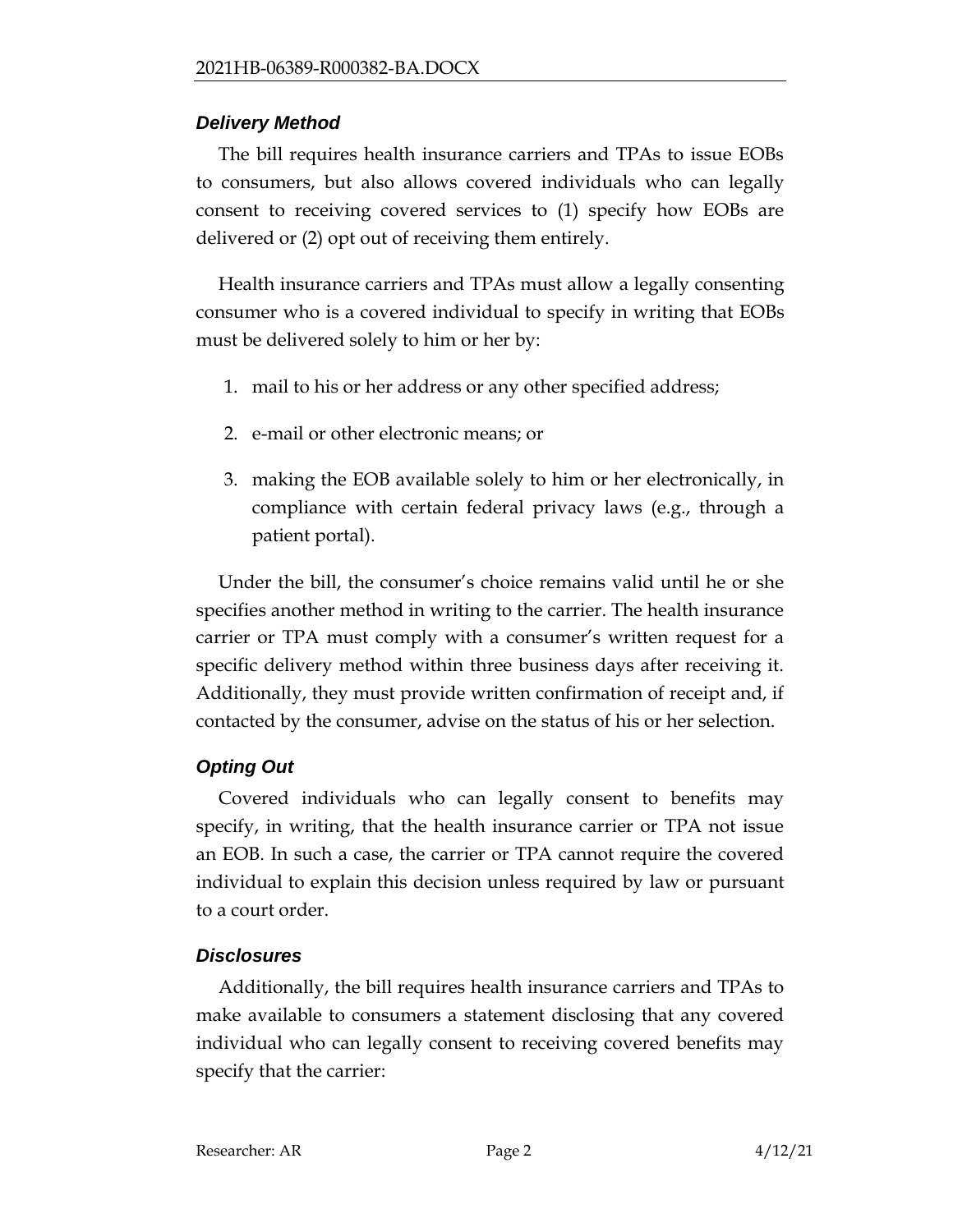### *Delivery Method*

The bill requires health insurance carriers and TPAs to issue EOBs to consumers, but also allows covered individuals who can legally consent to receiving covered services to (1) specify how EOBs are delivered or (2) opt out of receiving them entirely.

Health insurance carriers and TPAs must allow a legally consenting consumer who is a covered individual to specify in writing that EOBs must be delivered solely to him or her by:

1. mail to his or her address or any other specified address;
2. e-mail or other electronic means; or
3. making the EOB available solely to him or her electronically, in compliance with certain federal privacy laws (e.g., through a patient portal).

Under the bill, the consumer's choice remains valid until he or she specifies another method in writing to the carrier. The health insurance carrier or TPA must comply with a consumer's written request for a specific delivery method within three business days after receiving it. Additionally, they must provide written confirmation of receipt and, if contacted by the consumer, advise on the status of his or her selection.

### *Opting Out*

Covered individuals who can legally consent to benefits may specify, in writing, that the health insurance carrier or TPA not issue an EOB. In such a case, the carrier or TPA cannot require the covered individual to explain this decision unless required by law or pursuant to a court order.

### *Disclosures*

Additionally, the bill requires health insurance carriers and TPAs to make available to consumers a statement disclosing that any covered individual who can legally consent to receiving covered benefits may specify that the carrier: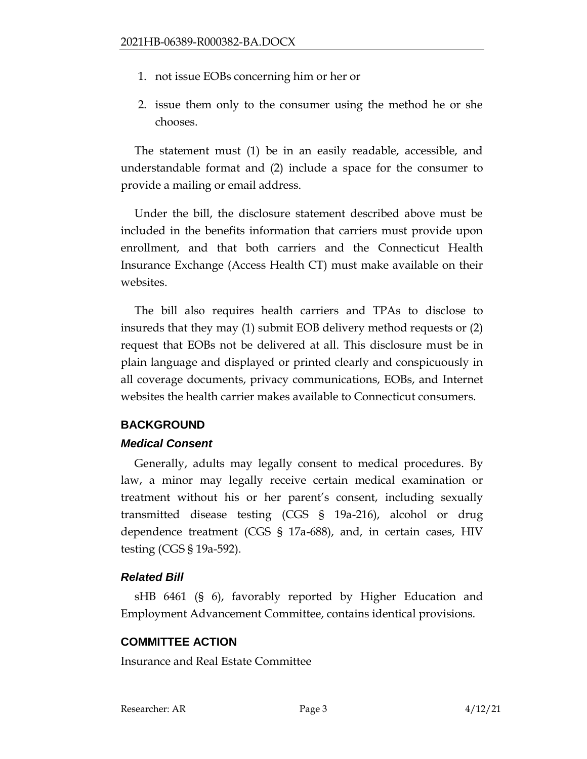1. not issue EOBs concerning him or her or
2. issue them only to the consumer using the method he or she chooses.

The statement must (1) be in an easily readable, accessible, and understandable format and (2) include a space for the consumer to provide a mailing or email address.

Under the bill, the disclosure statement described above must be included in the benefits information that carriers must provide upon enrollment, and that both carriers and the Connecticut Health Insurance Exchange (Access Health CT) must make available on their websites.

The bill also requires health carriers and TPAs to disclose to insureds that they may (1) submit EOB delivery method requests or (2) request that EOBs not be delivered at all. This disclosure must be in plain language and displayed or printed clearly and conspicuously in all coverage documents, privacy communications, EOBs, and Internet websites the health carrier makes available to Connecticut consumers.

## BACKGROUND

### *Medical Consent*

Generally, adults may legally consent to medical procedures. By law, a minor may legally receive certain medical examination or treatment without his or her parent's consent, including sexually transmitted disease testing (CGS § 19a-216), alcohol or drug dependence treatment (CGS § 17a-688), and, in certain cases, HIV testing (CGS § 19a-592).

### *Related Bill*

sHB 6461 (§ 6), favorably reported by Higher Education and Employment Advancement Committee, contains identical provisions.

## COMMITTEE ACTION

Insurance and Real Estate Committee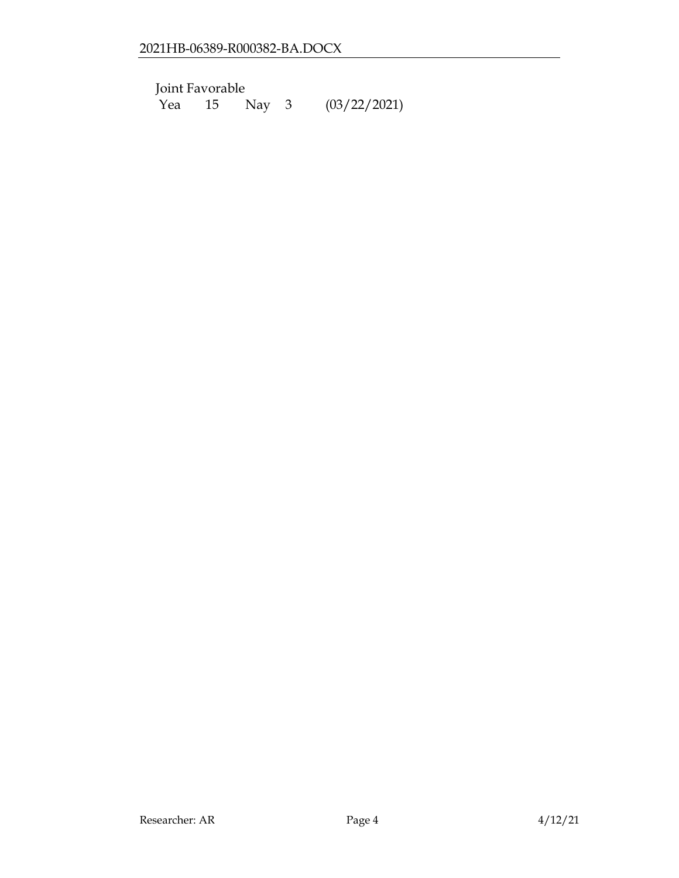Joint Favorable

Yea 15 Nay 3 (03/22/2021)